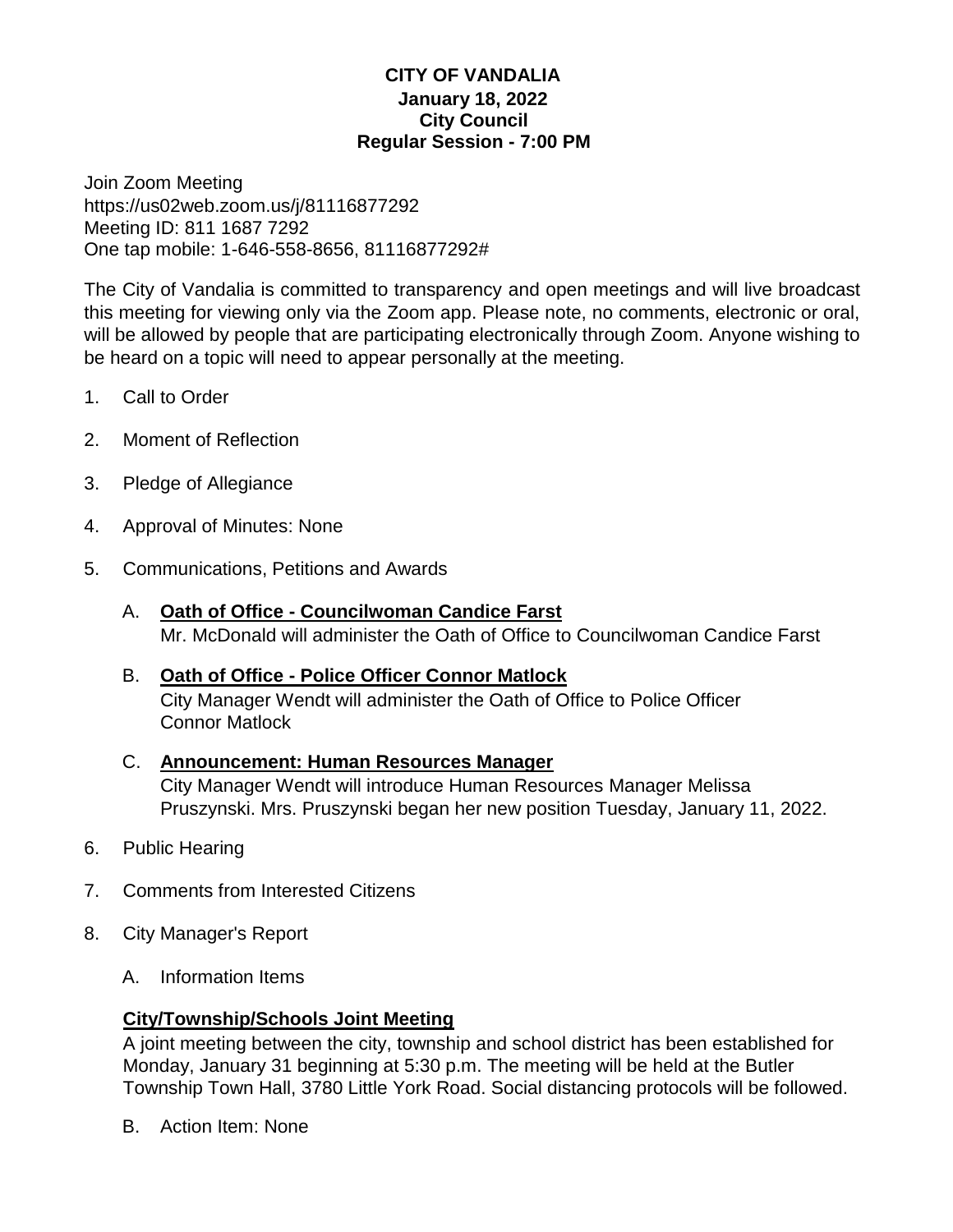# CITY OF VANDALIA
## January 18, 2022
## City Council
## Regular Session - 7:00 PM

Join Zoom Meeting
https://us02web.zoom.us/j/81116877292
Meeting ID: 811 1687 7292
One tap mobile: 1-646-558-8656, 81116877292#

The City of Vandalia is committed to transparency and open meetings and will live broadcast this meeting for viewing only via the Zoom app. Please note, no comments, electronic or oral, will be allowed by people that are participating electronically through Zoom. Anyone wishing to be heard on a topic will need to appear personally at the meeting.

1. Call to Order
2. Moment of Reflection
3. Pledge of Allegiance
4. Approval of Minutes: None
5. Communications, Petitions and Awards

   A. **Oath of Office - Councilwoman Candice Farst**
   Mr. McDonald will administer the Oath of Office to Councilwoman Candice Farst

   B. **Oath of Office - Police Officer Connor Matlock**
   City Manager Wendt will administer the Oath of Office to Police Officer Connor Matlock

   C. **Announcement: Human Resources Manager**
   City Manager Wendt will introduce Human Resources Manager Melissa Pruszynski. Mrs. Pruszynski began her new position Tuesday, January 11, 2022.

6. Public Hearing
7. Comments from Interested Citizens
8. City Manager's Report

   A. Information Items

   **City/Township/Schools Joint Meeting**
   A joint meeting between the city, township and school district has been established for Monday, January 31 beginning at 5:30 p.m. The meeting will be held at the Butler Township Town Hall, 3780 Little York Road. Social distancing protocols will be followed.

   B. Action Item: None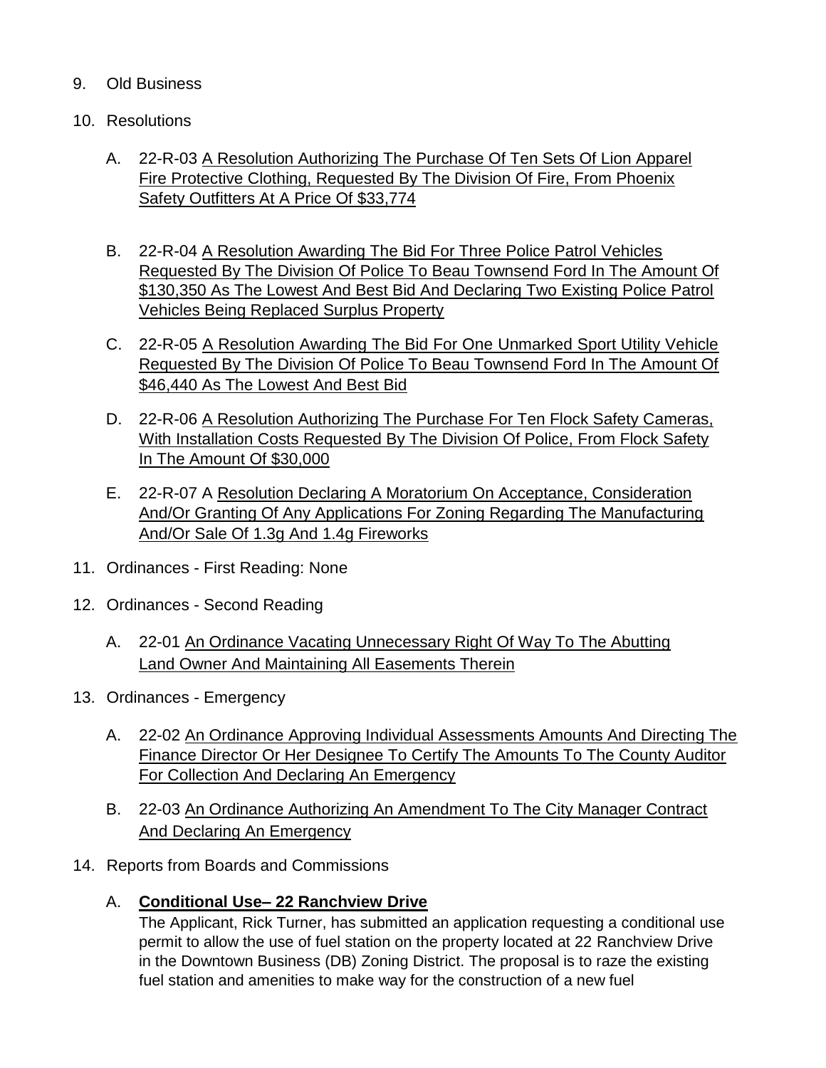9. Old Business

10. Resolutions

    A. 22-R-03 <u>A Resolution Authorizing The Purchase Of Ten Sets Of Lion Apparel Fire Protective Clothing, Requested By The Division Of Fire, From Phoenix Safety Outfitters At A Price Of $33,774</u>

    B. 22-R-04 <u>A Resolution Awarding The Bid For Three Police Patrol Vehicles Requested By The Division Of Police To Beau Townsend Ford In The Amount Of $130,350 As The Lowest And Best Bid And Declaring Two Existing Police Patrol Vehicles Being Replaced Surplus Property</u>

    C. 22-R-05 <u>A Resolution Awarding The Bid For One Unmarked Sport Utility Vehicle Requested By The Division Of Police To Beau Townsend Ford In The Amount Of $46,440 As The Lowest And Best Bid</u>

    D. 22-R-06 <u>A Resolution Authorizing The Purchase For Ten Flock Safety Cameras, With Installation Costs Requested By The Division Of Police, From Flock Safety In The Amount Of $30,000</u>

    E. 22-R-07 A <u>Resolution Declaring A Moratorium On Acceptance, Consideration And/Or Granting Of Any Applications For Zoning Regarding The Manufacturing And/Or Sale Of 1.3g And 1.4g Fireworks</u>

11. Ordinances - First Reading: None

12. Ordinances - Second Reading

    A. 22-01 <u>An Ordinance Vacating Unnecessary Right Of Way To The Abutting Land Owner And Maintaining All Easements Therein</u>

13. Ordinances - Emergency

    A. 22-02 <u>An Ordinance Approving Individual Assessments Amounts And Directing The Finance Director Or Her Designee To Certify The Amounts To The County Auditor For Collection And Declaring An Emergency</u>

    B. 22-03 <u>An Ordinance Authorizing An Amendment To The City Manager Contract And Declaring An Emergency</u>

14. Reports from Boards and Commissions

    A. **<u>Conditional Use– 22 Ranchview Drive</u>**
    The Applicant, Rick Turner, has submitted an application requesting a conditional use permit to allow the use of fuel station on the property located at 22 Ranchview Drive in the Downtown Business (DB) Zoning District. The proposal is to raze the existing fuel station and amenities to make way for the construction of a new fuel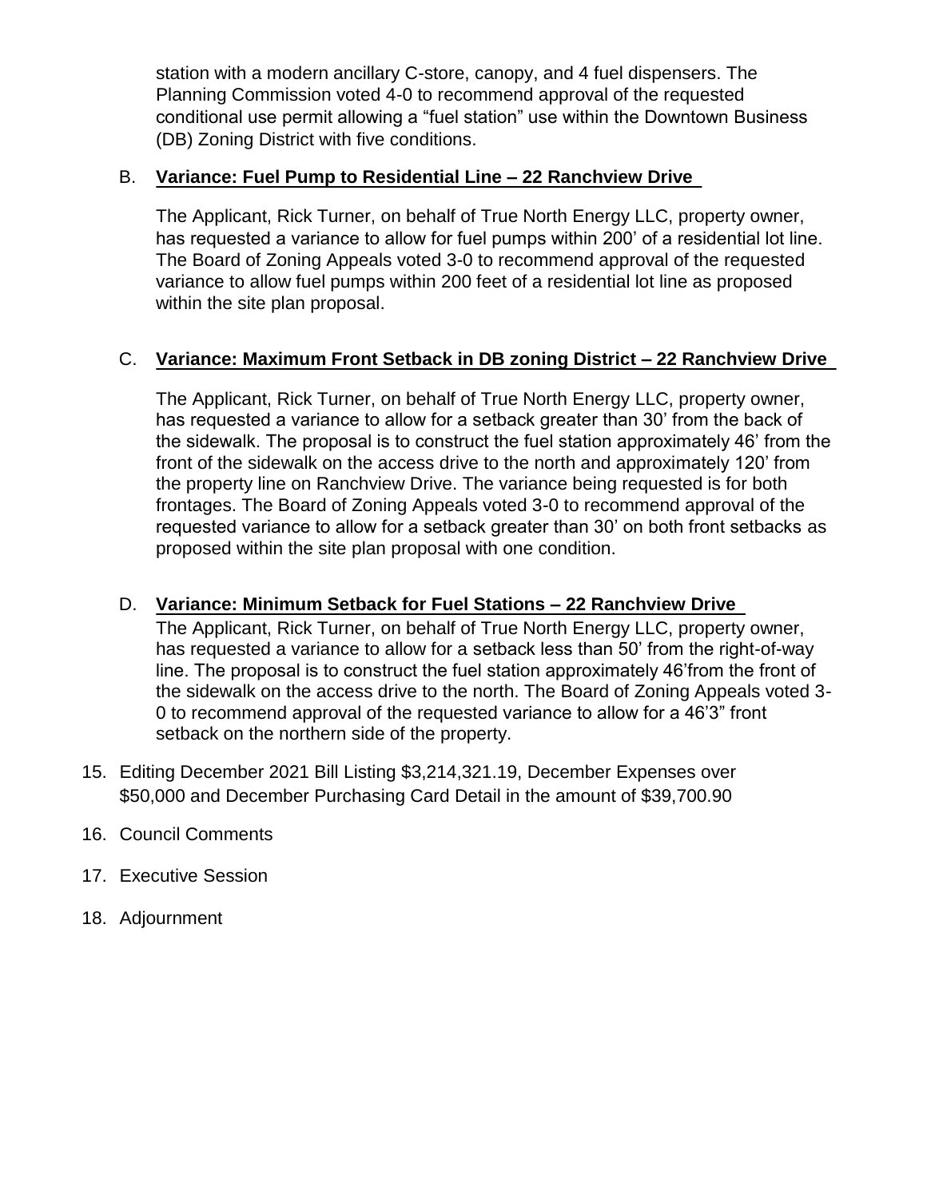station with a modern ancillary C-store, canopy, and 4 fuel dispensers. The Planning Commission voted 4-0 to recommend approval of the requested conditional use permit allowing a "fuel station" use within the Downtown Business (DB) Zoning District with five conditions.

B. **Variance: Fuel Pump to Residential Line – 22 Ranchview Drive**

The Applicant, Rick Turner, on behalf of True North Energy LLC, property owner, has requested a variance to allow for fuel pumps within 200' of a residential lot line. The Board of Zoning Appeals voted 3-0 to recommend approval of the requested variance to allow fuel pumps within 200 feet of a residential lot line as proposed within the site plan proposal.

C. **Variance: Maximum Front Setback in DB zoning District – 22 Ranchview Drive**

The Applicant, Rick Turner, on behalf of True North Energy LLC, property owner, has requested a variance to allow for a setback greater than 30' from the back of the sidewalk. The proposal is to construct the fuel station approximately 46' from the front of the sidewalk on the access drive to the north and approximately 120' from the property line on Ranchview Drive. The variance being requested is for both frontages. The Board of Zoning Appeals voted 3-0 to recommend approval of the requested variance to allow for a setback greater than 30' on both front setbacks as proposed within the site plan proposal with one condition.

D. **Variance: Minimum Setback for Fuel Stations – 22 Ranchview Drive**

The Applicant, Rick Turner, on behalf of True North Energy LLC, property owner, has requested a variance to allow for a setback less than 50' from the right-of-way line. The proposal is to construct the fuel station approximately 46'from the front of the sidewalk on the access drive to the north. The Board of Zoning Appeals voted 3-0 to recommend approval of the requested variance to allow for a 46'3" front setback on the northern side of the property.

15. Editing December 2021 Bill Listing $3,214,321.19, December Expenses over $50,000 and December Purchasing Card Detail in the amount of $39,700.90
16. Council Comments
17. Executive Session
18. Adjournment